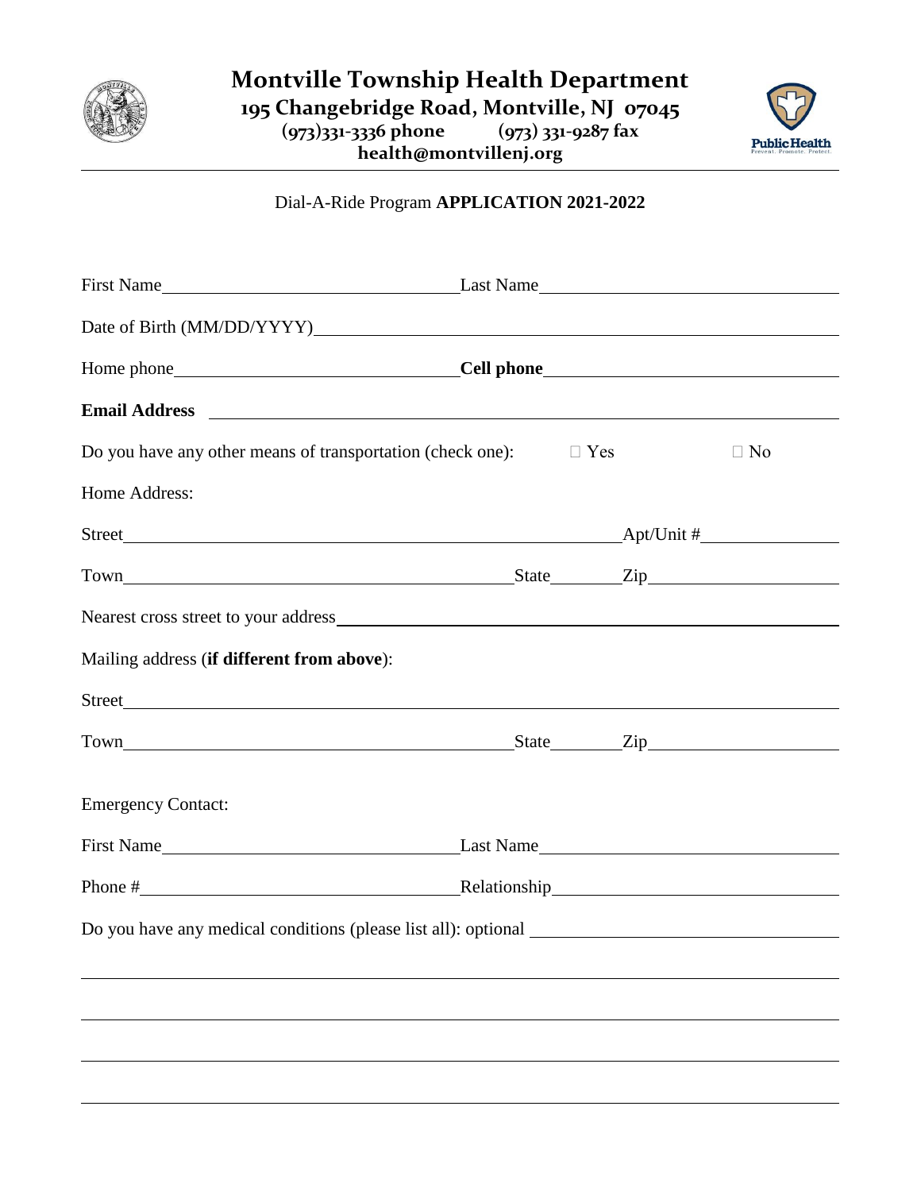# Montville Township Health Department

**195 Changebridge Road, Montville, NJ 07045**
**(973)331-3336 phone (973) 331-9287 fax**
**health@montvillenj.org**

---

Dial-A-Ride Program **APPLICATION 2021-2022**

First Name\_\_\_\_\_\_\_\_\_\_\_\_\_\_\_\_\_\_\_\_\_\_\_\_ Last Name\_\_\_\_\_\_\_\_\_\_\_\_\_\_\_\_\_\_\_\_\_\_\_\_

Date of Birth (MM/DD/YYYY)\_\_\_\_\_\_\_\_\_\_\_\_\_\_\_\_\_\_\_\_\_\_\_\_\_\_\_\_\_\_\_\_\_\_\_\_\_\_\_\_

Home phone\_\_\_\_\_\_\_\_\_\_\_\_\_\_\_\_\_\_\_\_\_\_\_\_ **Cell phone**\_\_\_\_\_\_\_\_\_\_\_\_\_\_\_\_\_\_\_\_\_\_\_\_

**Email Address** \_\_\_\_\_\_\_\_\_\_\_\_\_\_\_\_\_\_\_\_\_\_\_\_\_\_\_\_\_\_\_\_\_\_\_\_\_\_\_\_\_\_\_\_\_\_\_\_

Do you have any other means of transportation (check one): ☐ Yes ☐ No

Home Address:

Street\_\_\_\_\_\_\_\_\_\_\_\_\_\_\_\_\_\_\_\_\_\_\_\_\_\_\_\_\_\_\_\_\_\_\_\_\_\_\_\_ Apt/Unit #\_\_\_\_\_\_\_\_\_\_\_\_

Town\_\_\_\_\_\_\_\_\_\_\_\_\_\_\_\_\_\_\_\_\_\_\_\_\_\_\_\_\_\_\_\_\_\_ State\_\_\_\_\_\_ Zip\_\_\_\_\_\_\_\_\_\_\_\_\_\_\_\_

Nearest cross street to your address\_\_\_\_\_\_\_\_\_\_\_\_\_\_\_\_\_\_\_\_\_\_\_\_\_\_\_\_\_\_\_\_\_\_\_\_\_\_\_\_

Mailing address (**if different from above**):

Street\_\_\_\_\_\_\_\_\_\_\_\_\_\_\_\_\_\_\_\_\_\_\_\_\_\_\_\_\_\_\_\_\_\_\_\_\_\_\_\_\_\_\_\_\_\_\_\_\_\_\_\_\_\_\_\_\_\_\_\_

Town\_\_\_\_\_\_\_\_\_\_\_\_\_\_\_\_\_\_\_\_\_\_\_\_\_\_\_\_\_\_\_\_\_\_ State\_\_\_\_\_\_ Zip\_\_\_\_\_\_\_\_\_\_\_\_\_\_\_\_

Emergency Contact:

First Name\_\_\_\_\_\_\_\_\_\_\_\_\_\_\_\_\_\_\_\_\_\_\_\_ Last Name\_\_\_\_\_\_\_\_\_\_\_\_\_\_\_\_\_\_\_\_\_\_\_\_

Phone #\_\_\_\_\_\_\_\_\_\_\_\_\_\_\_\_\_\_\_\_\_\_\_\_ Relationship\_\_\_\_\_\_\_\_\_\_\_\_\_\_\_\_\_\_\_\_\_\_\_\_

Do you have any medical conditions (please list all): optional \_\_\_\_\_\_\_\_\_\_\_\_\_\_\_\_\_\_\_\_\_\_\_\_

\_\_\_\_\_\_\_\_\_\_\_\_\_\_\_\_\_\_\_\_\_\_\_\_\_\_\_\_\_\_\_\_\_\_\_\_\_\_\_\_\_\_\_\_\_\_\_\_\_\_\_\_\_\_\_\_\_\_\_\_\_\_\_\_

\_\_\_\_\_\_\_\_\_\_\_\_\_\_\_\_\_\_\_\_\_\_\_\_\_\_\_\_\_\_\_\_\_\_\_\_\_\_\_\_\_\_\_\_\_\_\_\_\_\_\_\_\_\_\_\_\_\_\_\_\_\_\_\_

\_\_\_\_\_\_\_\_\_\_\_\_\_\_\_\_\_\_\_\_\_\_\_\_\_\_\_\_\_\_\_\_\_\_\_\_\_\_\_\_\_\_\_\_\_\_\_\_\_\_\_\_\_\_\_\_\_\_\_\_\_\_\_\_

\_\_\_\_\_\_\_\_\_\_\_\_\_\_\_\_\_\_\_\_\_\_\_\_\_\_\_\_\_\_\_\_\_\_\_\_\_\_\_\_\_\_\_\_\_\_\_\_\_\_\_\_\_\_\_\_\_\_\_\_\_\_\_\_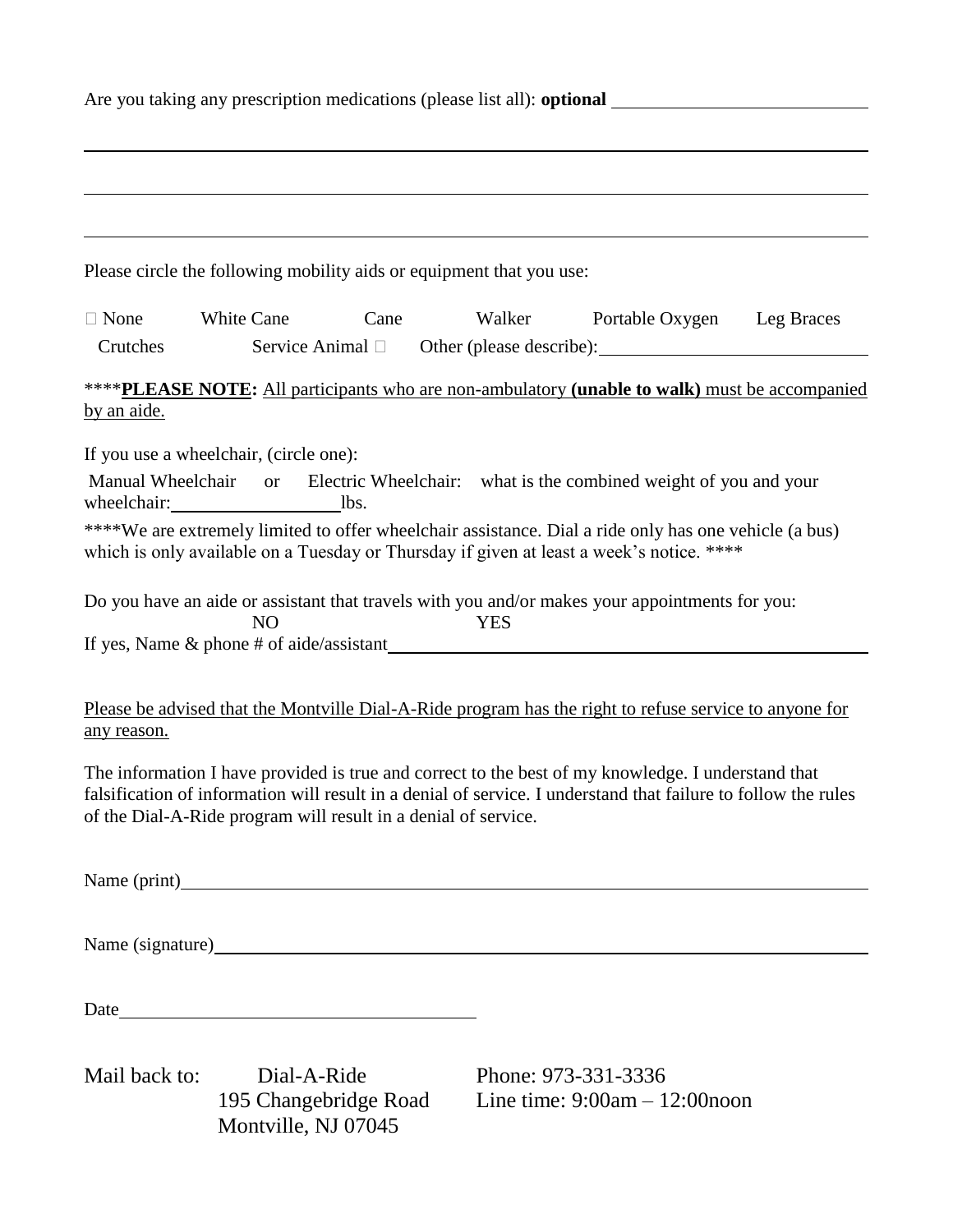Are you taking any prescription medications (please list all): **optional** ___________________________

_____________________________________________________________________________

_____________________________________________________________________________

_____________________________________________________________________________

Please circle the following mobility aids or equipment that you use:

□ None White Cane Cane Walker Portable Oxygen Leg Braces
Crutches Service Animal □ Other (please describe): ___________________________

****<u>**PLEASE NOTE:** All participants who are non-ambulatory **(unable to walk)** must be accompanied by an aide.</u>

If you use a wheelchair, (circle one):

Manual Wheelchair or Electric Wheelchair: what is the combined weight of you and your wheelchair: __________________lbs.

****We are extremely limited to offer wheelchair assistance. Dial a ride only has one vehicle (a bus) which is only available on a Tuesday or Thursday if given at least a week's notice. ****

Do you have an aide or assistant that travels with you and/or makes your appointments for you:
NO YES
If yes, Name & phone # of aide/assistant_______________________________________________

<u>Please be advised that the Montville Dial-A-Ride program has the right to refuse service to anyone for any reason.</u>

The information I have provided is true and correct to the best of my knowledge. I understand that falsification of information will result in a denial of service. I understand that failure to follow the rules of the Dial-A-Ride program will result in a denial of service.

Name (print)_____________________________________________________________________

Name (signature)_________________________________________________________________

Date_____________________________________

Mail back to: Dial-A-Ride
195 Changebridge Road
Montville, NJ 07045

Phone: 973-331-3336
Line time: 9:00am – 12:00noon